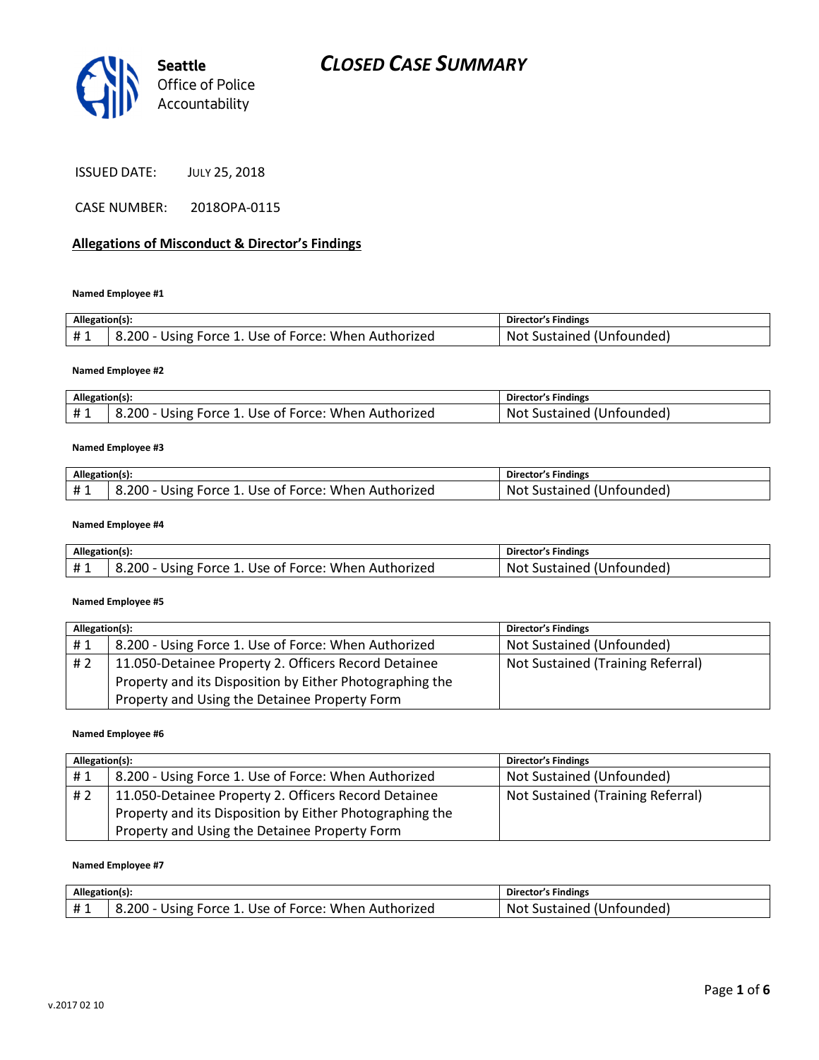Seattle Office of Police Accountability

# CLOSED CASE SUMMARY

ISSUED DATE: JULY 25, 2018

CASE NUMBER: 2018OPA-0115

## Allegations of Misconduct & Director's Findings

**Named Employee #1**

| Allegation(s): | | Director's Findings |
|---|---|---|
| # 1 | 8.200 - Using Force 1. Use of Force: When Authorized | Not Sustained (Unfounded) |

**Named Employee #2**

| Allegation(s): | | Director's Findings |
|---|---|---|
| # 1 | 8.200 - Using Force 1. Use of Force: When Authorized | Not Sustained (Unfounded) |

**Named Employee #3**

| Allegation(s): | | Director's Findings |
|---|---|---|
| # 1 | 8.200 - Using Force 1. Use of Force: When Authorized | Not Sustained (Unfounded) |

**Named Employee #4**

| Allegation(s): | | Director's Findings |
|---|---|---|
| # 1 | 8.200 - Using Force 1. Use of Force: When Authorized | Not Sustained (Unfounded) |

**Named Employee #5**

| Allegation(s): | | Director's Findings |
|---|---|---|
| # 1 | 8.200 - Using Force 1. Use of Force: When Authorized | Not Sustained (Unfounded) |
| # 2 | 11.050-Detainee Property 2. Officers Record Detainee Property and its Disposition by Either Photographing the Property and Using the Detainee Property Form | Not Sustained (Training Referral) |

**Named Employee #6**

| Allegation(s): | | Director's Findings |
|---|---|---|
| # 1 | 8.200 - Using Force 1. Use of Force: When Authorized | Not Sustained (Unfounded) |
| # 2 | 11.050-Detainee Property 2. Officers Record Detainee Property and its Disposition by Either Photographing the Property and Using the Detainee Property Form | Not Sustained (Training Referral) |

**Named Employee #7**

| Allegation(s): | | Director's Findings |
|---|---|---|
| # 1 | 8.200 - Using Force 1. Use of Force: When Authorized | Not Sustained (Unfounded) |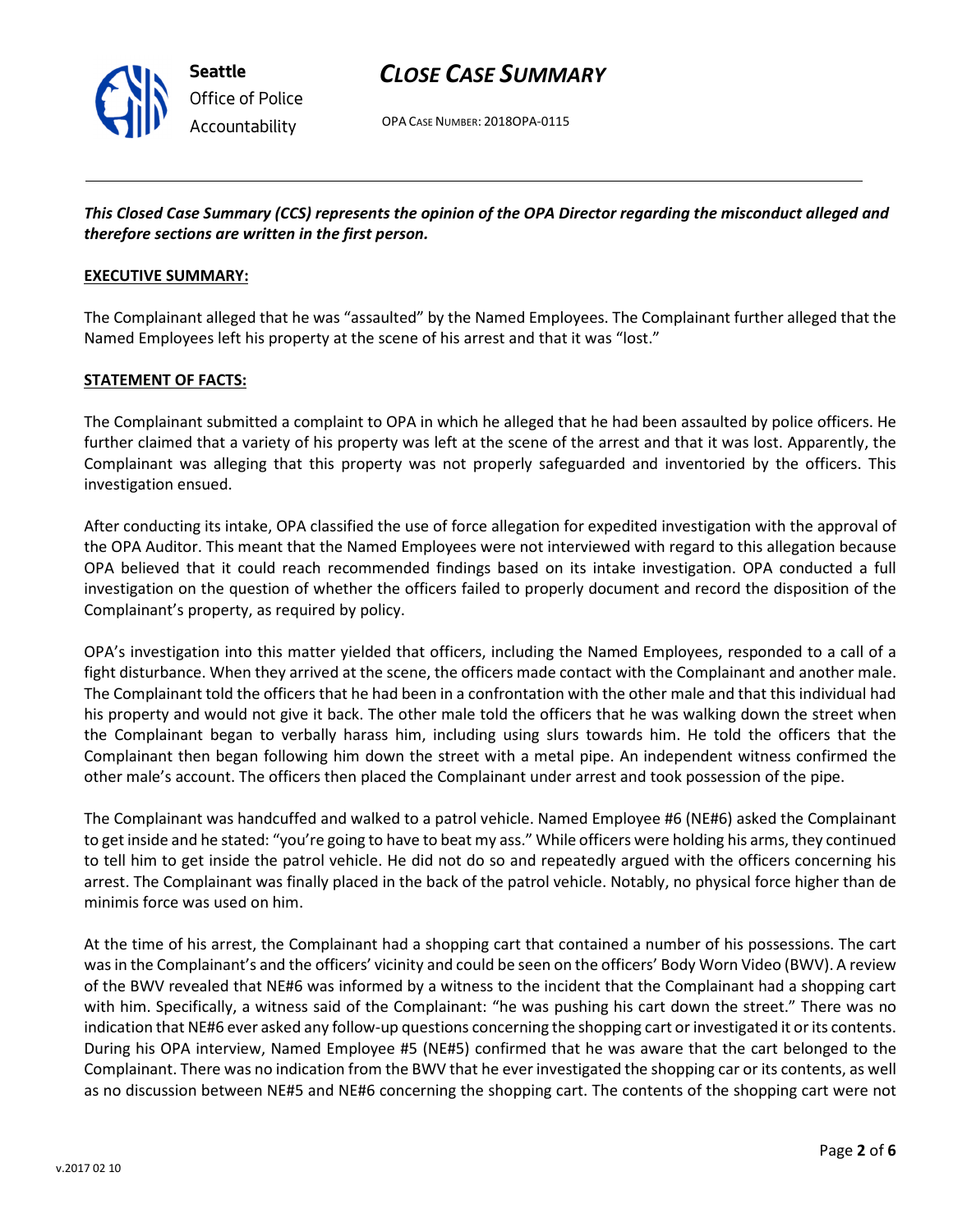*This Closed Case Summary (CCS) represents the opinion of the OPA Director regarding the misconduct alleged and therefore sections are written in the first person.*

**EXECUTIVE SUMMARY:**

The Complainant alleged that he was "assaulted" by the Named Employees. The Complainant further alleged that the Named Employees left his property at the scene of his arrest and that it was "lost."

**STATEMENT OF FACTS:**

The Complainant submitted a complaint to OPA in which he alleged that he had been assaulted by police officers. He further claimed that a variety of his property was left at the scene of the arrest and that it was lost. Apparently, the Complainant was alleging that this property was not properly safeguarded and inventoried by the officers. This investigation ensued.

After conducting its intake, OPA classified the use of force allegation for expedited investigation with the approval of the OPA Auditor. This meant that the Named Employees were not interviewed with regard to this allegation because OPA believed that it could reach recommended findings based on its intake investigation. OPA conducted a full investigation on the question of whether the officers failed to properly document and record the disposition of the Complainant's property, as required by policy.

OPA's investigation into this matter yielded that officers, including the Named Employees, responded to a call of a fight disturbance. When they arrived at the scene, the officers made contact with the Complainant and another male. The Complainant told the officers that he had been in a confrontation with the other male and that this individual had his property and would not give it back. The other male told the officers that he was walking down the street when the Complainant began to verbally harass him, including using slurs towards him. He told the officers that the Complainant then began following him down the street with a metal pipe. An independent witness confirmed the other male's account. The officers then placed the Complainant under arrest and took possession of the pipe.

The Complainant was handcuffed and walked to a patrol vehicle. Named Employee #6 (NE#6) asked the Complainant to get inside and he stated: "you're going to have to beat my ass." While officers were holding his arms, they continued to tell him to get inside the patrol vehicle. He did not do so and repeatedly argued with the officers concerning his arrest. The Complainant was finally placed in the back of the patrol vehicle. Notably, no physical force higher than de minimis force was used on him.

At the time of his arrest, the Complainant had a shopping cart that contained a number of his possessions. The cart was in the Complainant's and the officers' vicinity and could be seen on the officers' Body Worn Video (BWV). A review of the BWV revealed that NE#6 was informed by a witness to the incident that the Complainant had a shopping cart with him. Specifically, a witness said of the Complainant: "he was pushing his cart down the street." There was no indication that NE#6 ever asked any follow-up questions concerning the shopping cart or investigated it or its contents. During his OPA interview, Named Employee #5 (NE#5) confirmed that he was aware that the cart belonged to the Complainant. There was no indication from the BWV that he ever investigated the shopping car or its contents, as well as no discussion between NE#5 and NE#6 concerning the shopping cart. The contents of the shopping cart were not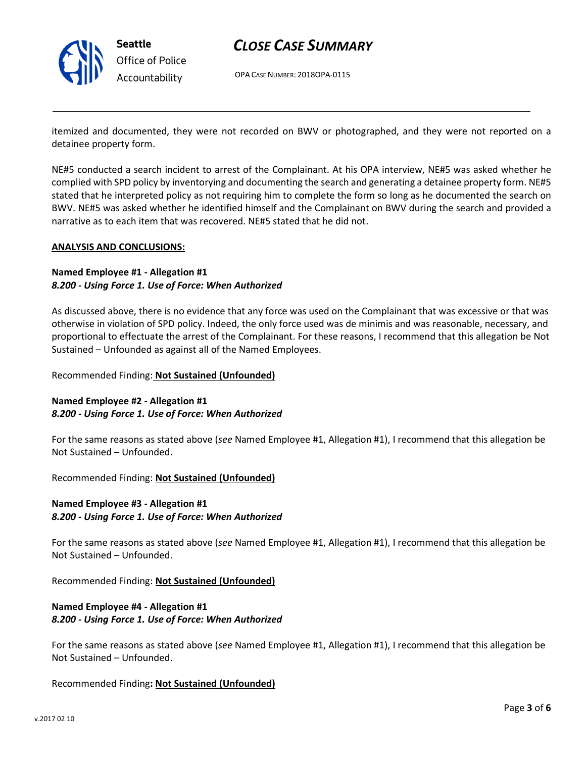itemized and documented, they were not recorded on BWV or photographed, and they were not reported on a detainee property form.

NE#5 conducted a search incident to arrest of the Complainant. At his OPA interview, NE#5 was asked whether he complied with SPD policy by inventorying and documenting the search and generating a detainee property form. NE#5 stated that he interpreted policy as not requiring him to complete the form so long as he documented the search on BWV. NE#5 was asked whether he identified himself and the Complainant on BWV during the search and provided a narrative as to each item that was recovered. NE#5 stated that he did not.

**ANALYSIS AND CONCLUSIONS:**

**Named Employee #1 - Allegation #1**
***8.200 - Using Force 1. Use of Force: When Authorized***

As discussed above, there is no evidence that any force was used on the Complainant that was excessive or that was otherwise in violation of SPD policy. Indeed, the only force used was de minimis and was reasonable, necessary, and proportional to effectuate the arrest of the Complainant. For these reasons, I recommend that this allegation be Not Sustained – Unfounded as against all of the Named Employees.

Recommended Finding: **Not Sustained (Unfounded)**

**Named Employee #2 - Allegation #1**
***8.200 - Using Force 1. Use of Force: When Authorized***

For the same reasons as stated above (*see* Named Employee #1, Allegation #1), I recommend that this allegation be Not Sustained – Unfounded.

Recommended Finding: **Not Sustained (Unfounded)**

**Named Employee #3 - Allegation #1**
***8.200 - Using Force 1. Use of Force: When Authorized***

For the same reasons as stated above (*see* Named Employee #1, Allegation #1), I recommend that this allegation be Not Sustained – Unfounded.

Recommended Finding: **Not Sustained (Unfounded)**

**Named Employee #4 - Allegation #1**
***8.200 - Using Force 1. Use of Force: When Authorized***

For the same reasons as stated above (*see* Named Employee #1, Allegation #1), I recommend that this allegation be Not Sustained – Unfounded.

Recommended Finding**: Not Sustained (Unfounded)**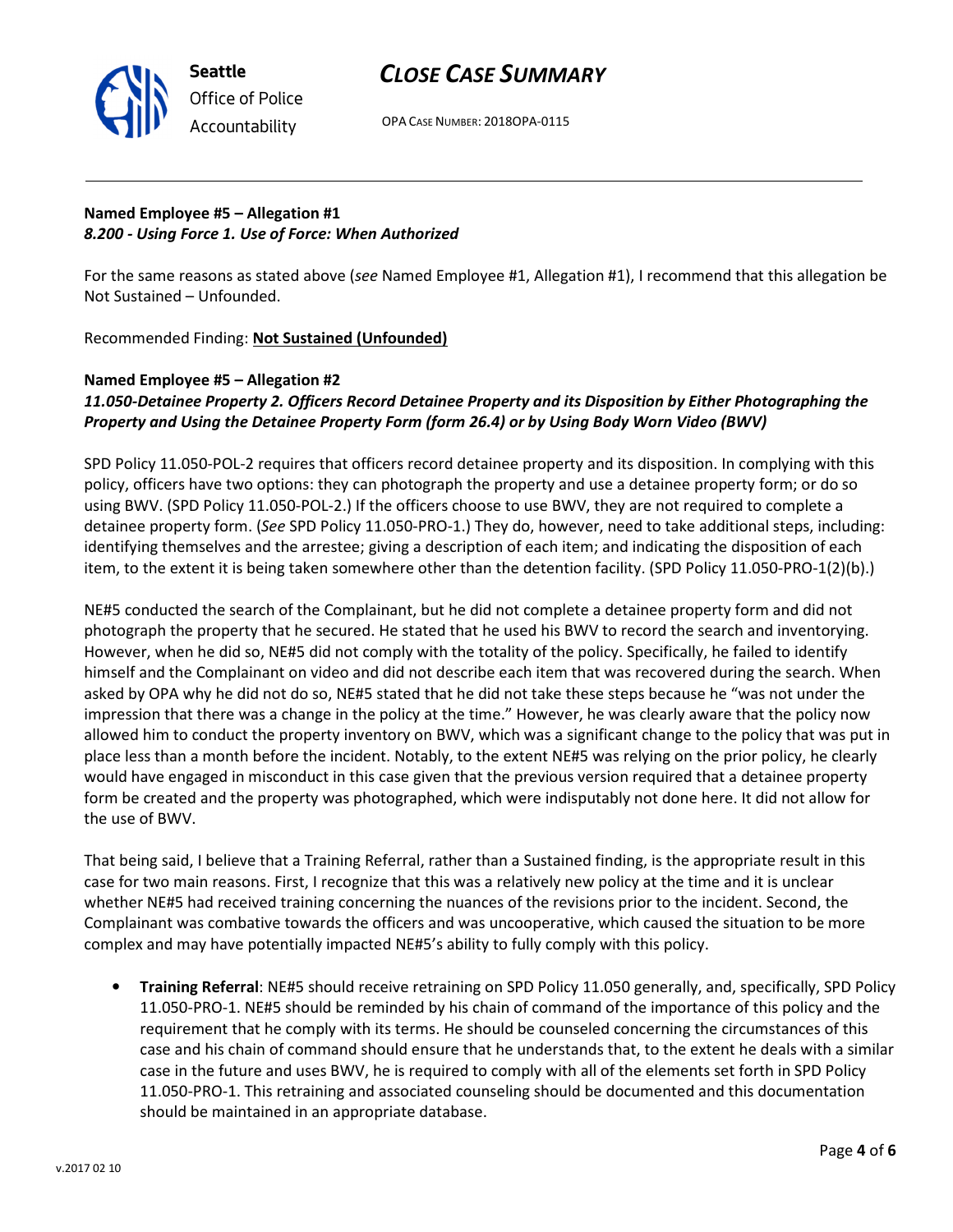**Named Employee #5 – Allegation #1**
***8.200 - Using Force 1. Use of Force: When Authorized***

For the same reasons as stated above (*see* Named Employee #1, Allegation #1), I recommend that this allegation be Not Sustained – Unfounded.

Recommended Finding: **Not Sustained (Unfounded)**

**Named Employee #5 – Allegation #2**
***11.050-Detainee Property 2. Officers Record Detainee Property and its Disposition by Either Photographing the Property and Using the Detainee Property Form (form 26.4) or by Using Body Worn Video (BWV)***

SPD Policy 11.050-POL-2 requires that officers record detainee property and its disposition. In complying with this policy, officers have two options: they can photograph the property and use a detainee property form; or do so using BWV. (SPD Policy 11.050-POL-2.) If the officers choose to use BWV, they are not required to complete a detainee property form. (*See* SPD Policy 11.050-PRO-1.) They do, however, need to take additional steps, including: identifying themselves and the arrestee; giving a description of each item; and indicating the disposition of each item, to the extent it is being taken somewhere other than the detention facility. (SPD Policy 11.050-PRO-1(2)(b).)

NE#5 conducted the search of the Complainant, but he did not complete a detainee property form and did not photograph the property that he secured. He stated that he used his BWV to record the search and inventorying. However, when he did so, NE#5 did not comply with the totality of the policy. Specifically, he failed to identify himself and the Complainant on video and did not describe each item that was recovered during the search. When asked by OPA why he did not do so, NE#5 stated that he did not take these steps because he "was not under the impression that there was a change in the policy at the time." However, he was clearly aware that the policy now allowed him to conduct the property inventory on BWV, which was a significant change to the policy that was put in place less than a month before the incident. Notably, to the extent NE#5 was relying on the prior policy, he clearly would have engaged in misconduct in this case given that the previous version required that a detainee property form be created and the property was photographed, which were indisputably not done here. It did not allow for the use of BWV.

That being said, I believe that a Training Referral, rather than a Sustained finding, is the appropriate result in this case for two main reasons. First, I recognize that this was a relatively new policy at the time and it is unclear whether NE#5 had received training concerning the nuances of the revisions prior to the incident. Second, the Complainant was combative towards the officers and was uncooperative, which caused the situation to be more complex and may have potentially impacted NE#5's ability to fully comply with this policy.

- **Training Referral**: NE#5 should receive retraining on SPD Policy 11.050 generally, and, specifically, SPD Policy 11.050-PRO-1. NE#5 should be reminded by his chain of command of the importance of this policy and the requirement that he comply with its terms. He should be counseled concerning the circumstances of this case and his chain of command should ensure that he understands that, to the extent he deals with a similar case in the future and uses BWV, he is required to comply with all of the elements set forth in SPD Policy 11.050-PRO-1. This retraining and associated counseling should be documented and this documentation should be maintained in an appropriate database.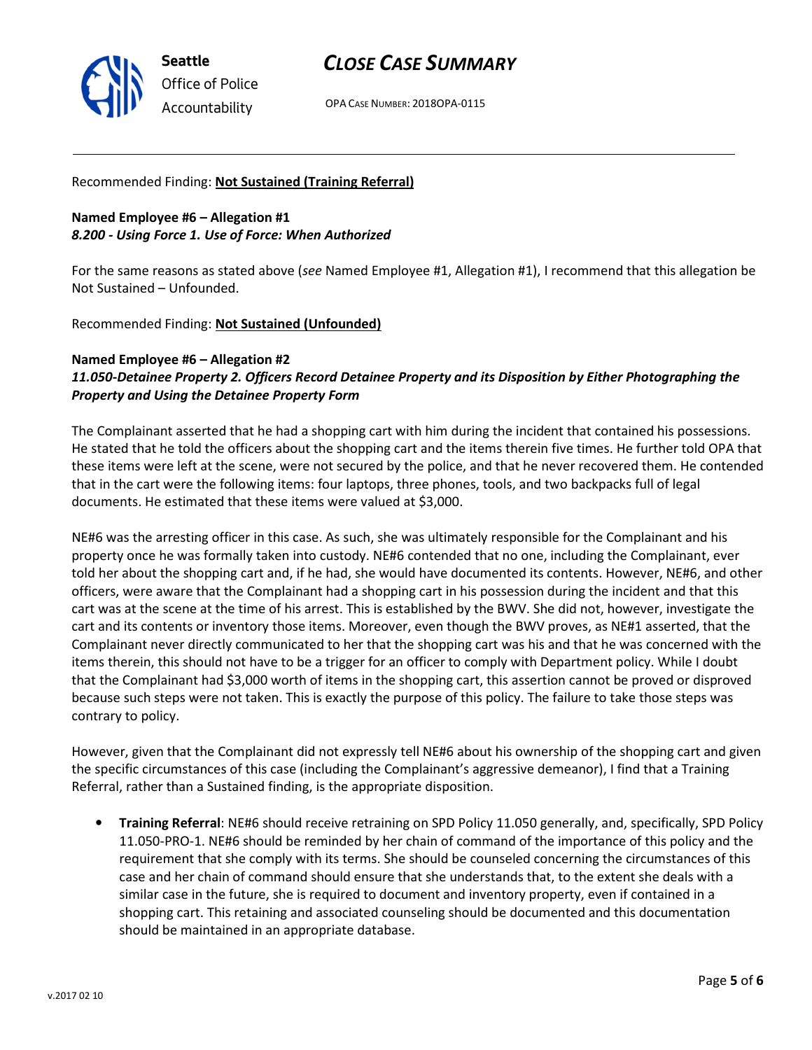Recommended Finding: **Not Sustained (Training Referral)**

**Named Employee #6 – Allegation #1**
***8.200 - Using Force 1. Use of Force: When Authorized***

For the same reasons as stated above (*see* Named Employee #1, Allegation #1), I recommend that this allegation be Not Sustained – Unfounded.

Recommended Finding: **Not Sustained (Unfounded)**

**Named Employee #6 – Allegation #2**
***11.050-Detainee Property 2. Officers Record Detainee Property and its Disposition by Either Photographing the Property and Using the Detainee Property Form***

The Complainant asserted that he had a shopping cart with him during the incident that contained his possessions. He stated that he told the officers about the shopping cart and the items therein five times. He further told OPA that these items were left at the scene, were not secured by the police, and that he never recovered them. He contended that in the cart were the following items: four laptops, three phones, tools, and two backpacks full of legal documents. He estimated that these items were valued at $3,000.

NE#6 was the arresting officer in this case. As such, she was ultimately responsible for the Complainant and his property once he was formally taken into custody. NE#6 contended that no one, including the Complainant, ever told her about the shopping cart and, if he had, she would have documented its contents. However, NE#6, and other officers, were aware that the Complainant had a shopping cart in his possession during the incident and that this cart was at the scene at the time of his arrest. This is established by the BWV. She did not, however, investigate the cart and its contents or inventory those items. Moreover, even though the BWV proves, as NE#1 asserted, that the Complainant never directly communicated to her that the shopping cart was his and that he was concerned with the items therein, this should not have to be a trigger for an officer to comply with Department policy. While I doubt that the Complainant had $3,000 worth of items in the shopping cart, this assertion cannot be proved or disproved because such steps were not taken. This is exactly the purpose of this policy. The failure to take those steps was contrary to policy.

However, given that the Complainant did not expressly tell NE#6 about his ownership of the shopping cart and given the specific circumstances of this case (including the Complainant's aggressive demeanor), I find that a Training Referral, rather than a Sustained finding, is the appropriate disposition.

- **Training Referral**: NE#6 should receive retraining on SPD Policy 11.050 generally, and, specifically, SPD Policy 11.050-PRO-1. NE#6 should be reminded by her chain of command of the importance of this policy and the requirement that she comply with its terms. She should be counseled concerning the circumstances of this case and her chain of command should ensure that she understands that, to the extent she deals with a similar case in the future, she is required to document and inventory property, even if contained in a shopping cart. This retaining and associated counseling should be documented and this documentation should be maintained in an appropriate database.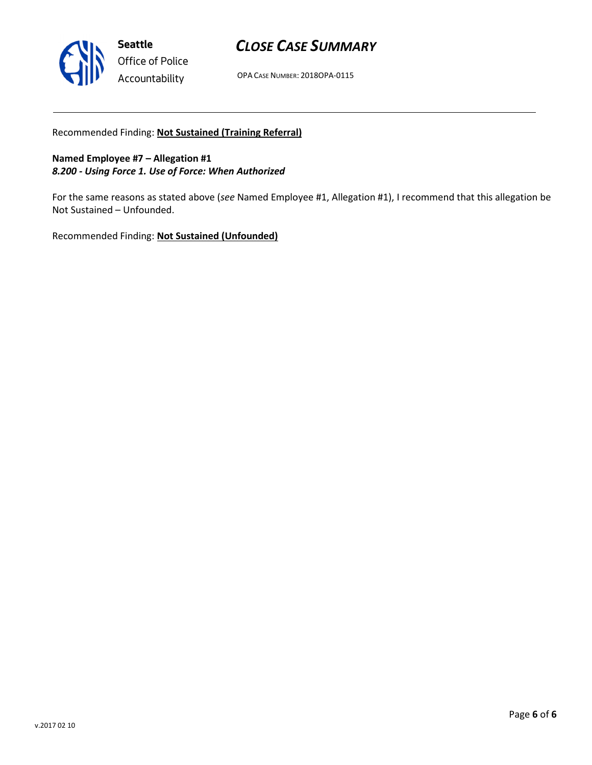Recommended Finding: **Not Sustained (Training Referral)**

**Named Employee #7 – Allegation #1**
***8.200 - Using Force 1. Use of Force: When Authorized***

For the same reasons as stated above (*see* Named Employee #1, Allegation #1), I recommend that this allegation be Not Sustained – Unfounded.

Recommended Finding: **Not Sustained (Unfounded)**